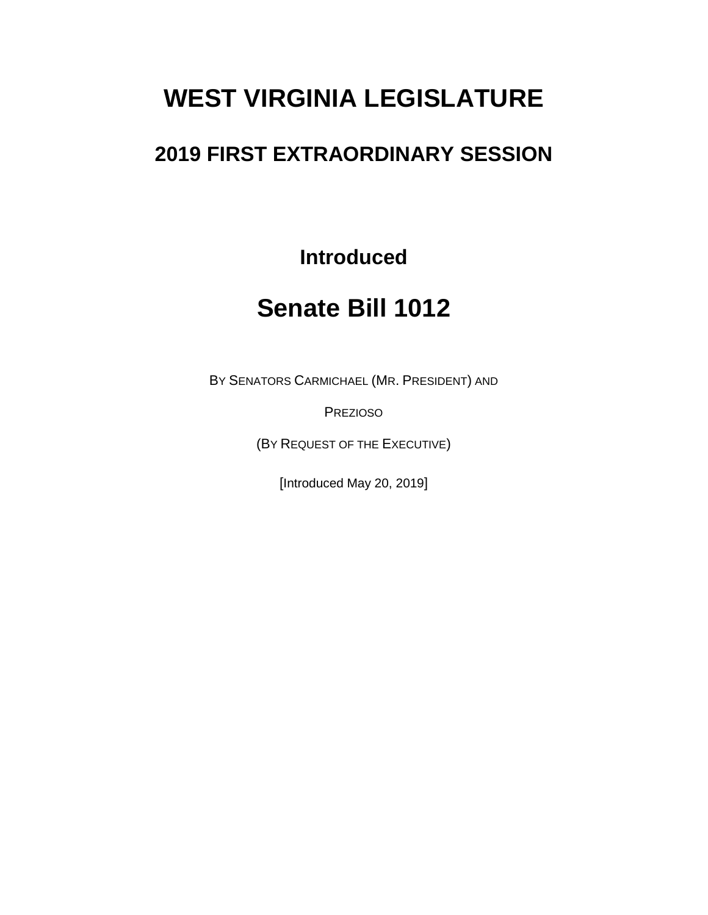# WEST VIRGINIA LEGISLATURE

## 2019 FIRST EXTRAORDINARY SESSION

### Introduced

# Senate Bill 1012

BY SENATORS CARMICHAEL (MR. PRESIDENT) AND PREZIOSO

(BY REQUEST OF THE EXECUTIVE)

[Introduced May 20, 2019]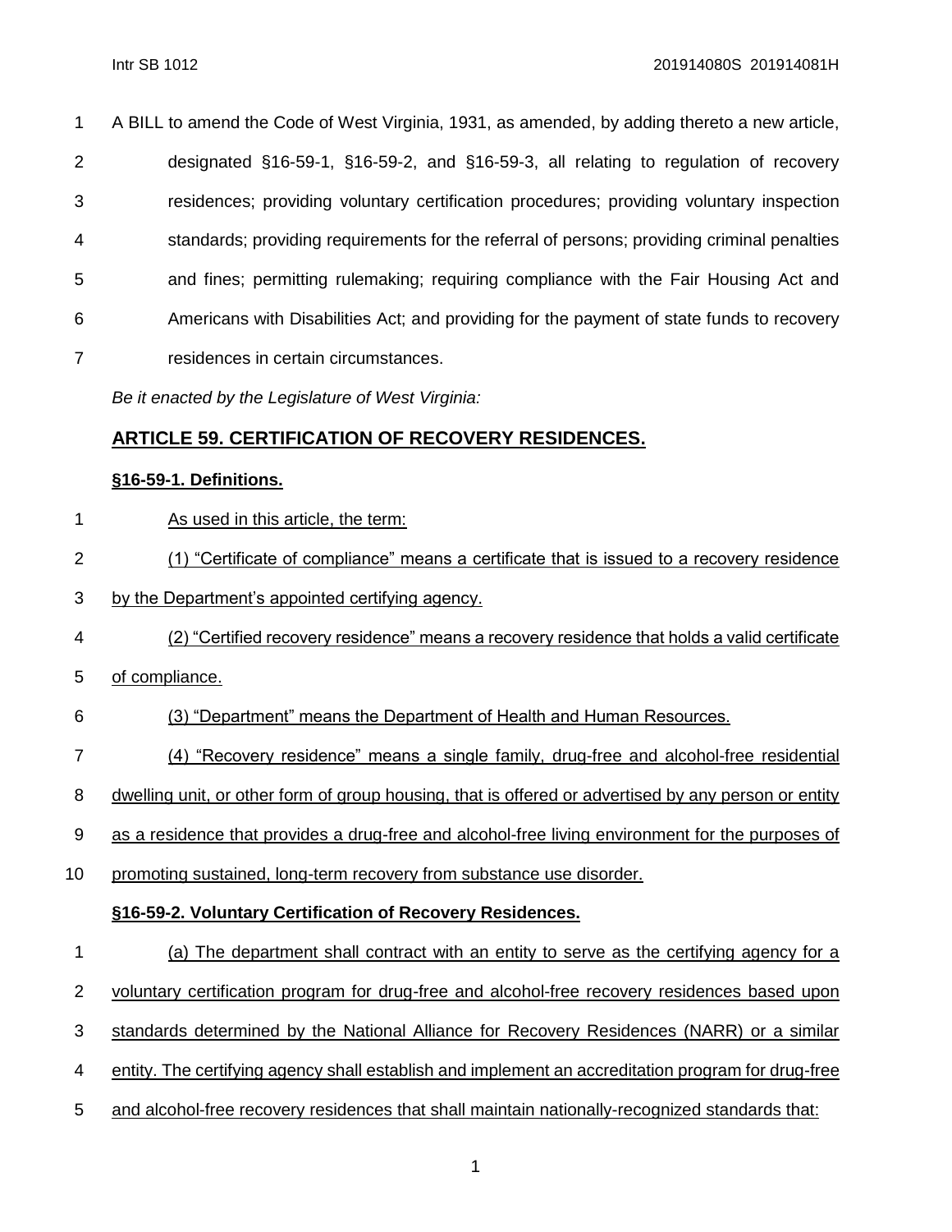A BILL to amend the Code of West Virginia, 1931, as amended, by adding thereto a new article, designated §16-59-1, §16-59-2, and §16-59-3, all relating to regulation of recovery residences; providing voluntary certification procedures; providing voluntary inspection standards; providing requirements for the referral of persons; providing criminal penalties and fines; permitting rulemaking; requiring compliance with the Fair Housing Act and Americans with Disabilities Act; and providing for the payment of state funds to recovery residences in certain circumstances.

*Be it enacted by the Legislature of West Virginia:*

## ARTICLE 59. CERTIFICATION OF RECOVERY RESIDENCES.

### §16-59-1. Definitions.

As used in this article, the term:

(1) "Certificate of compliance" means a certificate that is issued to a recovery residence by the Department's appointed certifying agency.

(2) "Certified recovery residence" means a recovery residence that holds a valid certificate of compliance.

(3) "Department" means the Department of Health and Human Resources.

(4) "Recovery residence" means a single family, drug-free and alcohol-free residential dwelling unit, or other form of group housing, that is offered or advertised by any person or entity as a residence that provides a drug-free and alcohol-free living environment for the purposes of promoting sustained, long-term recovery from substance use disorder.

### §16-59-2. Voluntary Certification of Recovery Residences.

(a) The department shall contract with an entity to serve as the certifying agency for a voluntary certification program for drug-free and alcohol-free recovery residences based upon standards determined by the National Alliance for Recovery Residences (NARR) or a similar entity. The certifying agency shall establish and implement an accreditation program for drug-free and alcohol-free recovery residences that shall maintain nationally-recognized standards that: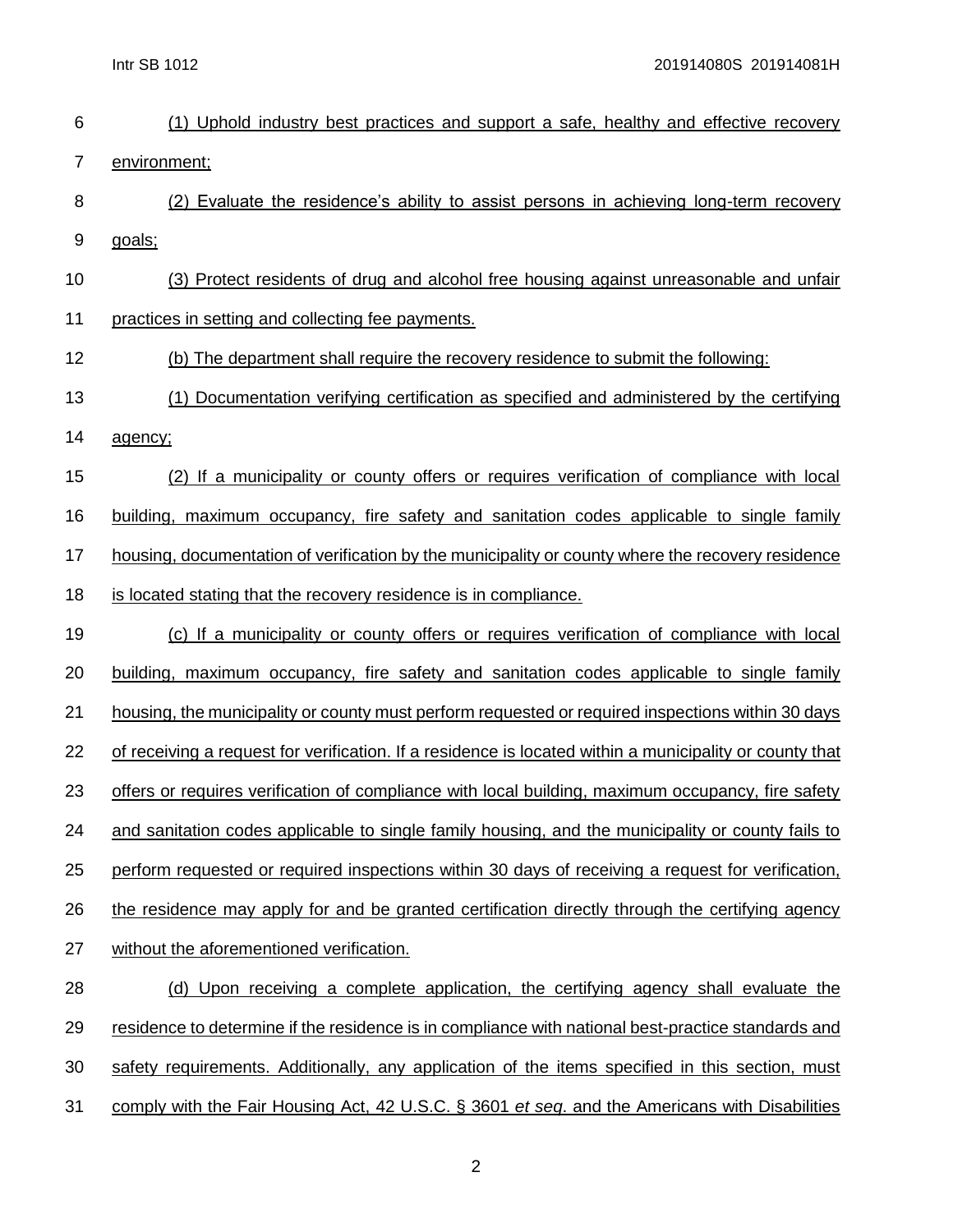(1) Uphold industry best practices and support a safe, healthy and effective recovery environment;

(2) Evaluate the residence's ability to assist persons in achieving long-term recovery goals;

(3) Protect residents of drug and alcohol free housing against unreasonable and unfair practices in setting and collecting fee payments.

(b) The department shall require the recovery residence to submit the following:

(1) Documentation verifying certification as specified and administered by the certifying agency;

(2) If a municipality or county offers or requires verification of compliance with local building, maximum occupancy, fire safety and sanitation codes applicable to single family housing, documentation of verification by the municipality or county where the recovery residence is located stating that the recovery residence is in compliance.

(c) If a municipality or county offers or requires verification of compliance with local building, maximum occupancy, fire safety and sanitation codes applicable to single family housing, the municipality or county must perform requested or required inspections within 30 days of receiving a request for verification. If a residence is located within a municipality or county that offers or requires verification of compliance with local building, maximum occupancy, fire safety and sanitation codes applicable to single family housing, and the municipality or county fails to perform requested or required inspections within 30 days of receiving a request for verification, the residence may apply for and be granted certification directly through the certifying agency without the aforementioned verification.

(d) Upon receiving a complete application, the certifying agency shall evaluate the residence to determine if the residence is in compliance with national best-practice standards and safety requirements. Additionally, any application of the items specified in this section, must comply with the Fair Housing Act, 42 U.S.C. § 3601 *et seq*. and the Americans with Disabilities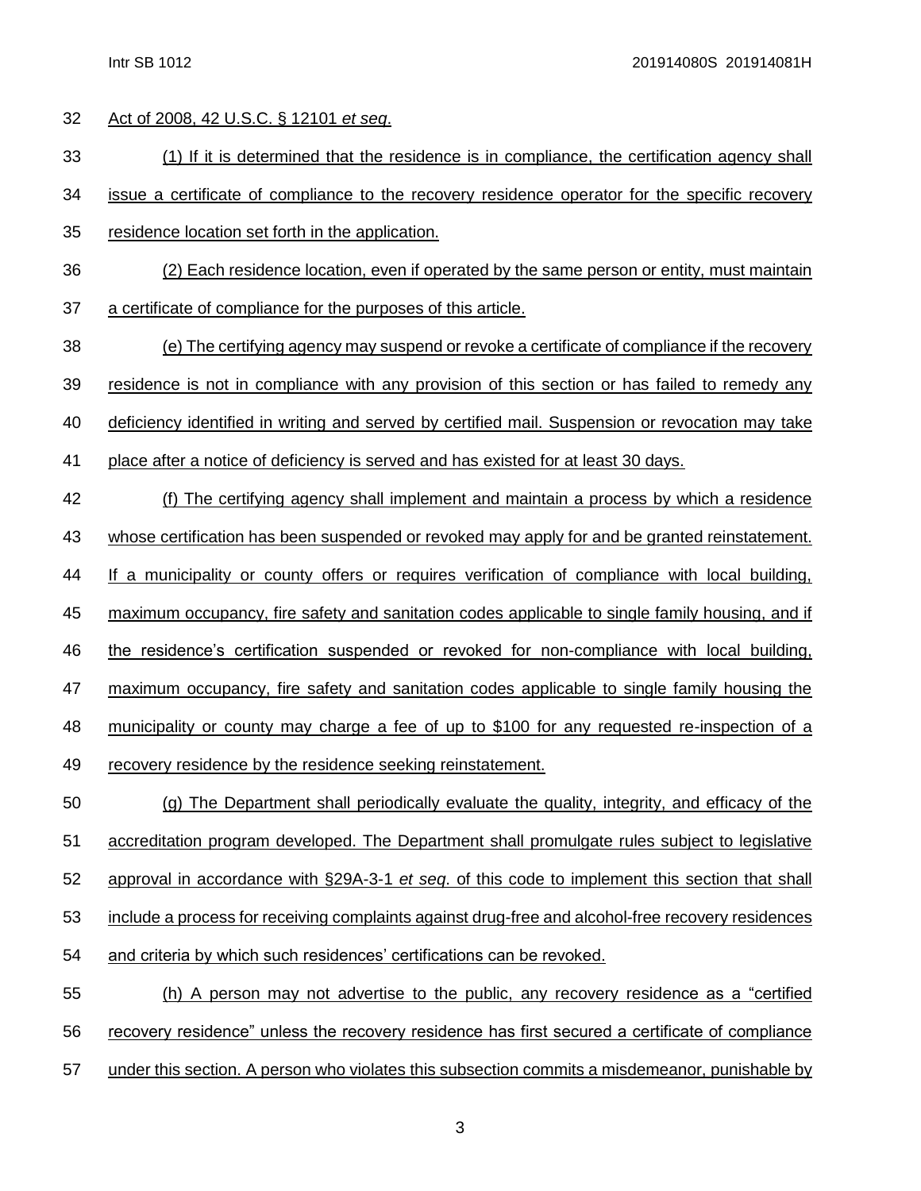Act of 2008, 42 U.S.C. § 12101 *et seq*.

(1) If it is determined that the residence is in compliance, the certification agency shall issue a certificate of compliance to the recovery residence operator for the specific recovery residence location set forth in the application.

(2) Each residence location, even if operated by the same person or entity, must maintain a certificate of compliance for the purposes of this article.

(e) The certifying agency may suspend or revoke a certificate of compliance if the recovery residence is not in compliance with any provision of this section or has failed to remedy any deficiency identified in writing and served by certified mail. Suspension or revocation may take place after a notice of deficiency is served and has existed for at least 30 days.

(f) The certifying agency shall implement and maintain a process by which a residence whose certification has been suspended or revoked may apply for and be granted reinstatement. If a municipality or county offers or requires verification of compliance with local building, maximum occupancy, fire safety and sanitation codes applicable to single family housing, and if the residence's certification suspended or revoked for non-compliance with local building, maximum occupancy, fire safety and sanitation codes applicable to single family housing the municipality or county may charge a fee of up to $100 for any requested re-inspection of a recovery residence by the residence seeking reinstatement.

(g) The Department shall periodically evaluate the quality, integrity, and efficacy of the accreditation program developed. The Department shall promulgate rules subject to legislative approval in accordance with §29A-3-1 *et seq*. of this code to implement this section that shall include a process for receiving complaints against drug-free and alcohol-free recovery residences and criteria by which such residences' certifications can be revoked.

(h) A person may not advertise to the public, any recovery residence as a "certified recovery residence" unless the recovery residence has first secured a certificate of compliance under this section. A person who violates this subsection commits a misdemeanor, punishable by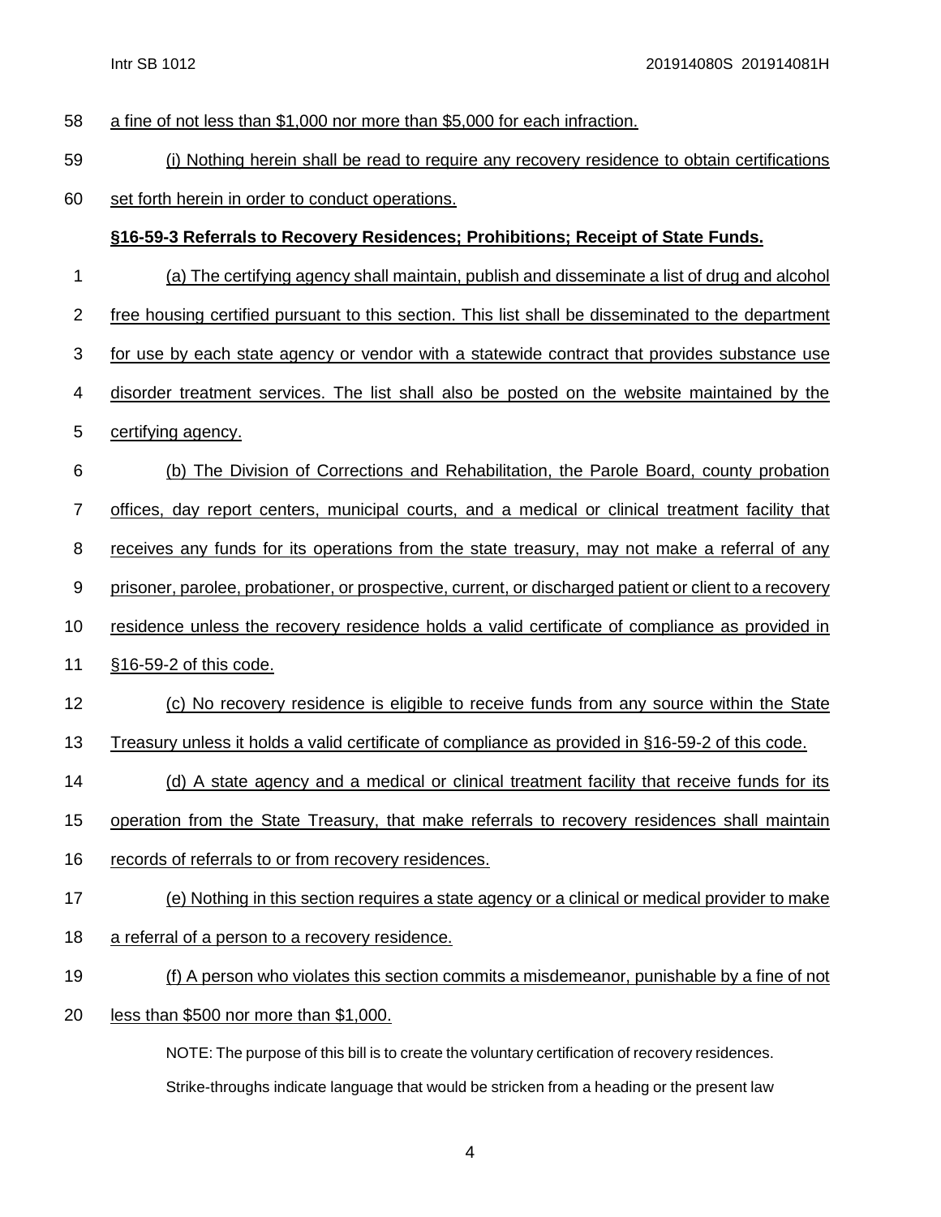a fine of not less than $1,000 nor more than $5,000 for each infraction.

(i) Nothing herein shall be read to require any recovery residence to obtain certifications set forth herein in order to conduct operations.

**§16-59-3 Referrals to Recovery Residences; Prohibitions; Receipt of State Funds.**

(a) The certifying agency shall maintain, publish and disseminate a list of drug and alcohol free housing certified pursuant to this section. This list shall be disseminated to the department for use by each state agency or vendor with a statewide contract that provides substance use disorder treatment services. The list shall also be posted on the website maintained by the certifying agency.

(b) The Division of Corrections and Rehabilitation, the Parole Board, county probation offices, day report centers, municipal courts, and a medical or clinical treatment facility that receives any funds for its operations from the state treasury, may not make a referral of any prisoner, parolee, probationer, or prospective, current, or discharged patient or client to a recovery residence unless the recovery residence holds a valid certificate of compliance as provided in §16-59-2 of this code.

(c) No recovery residence is eligible to receive funds from any source within the State Treasury unless it holds a valid certificate of compliance as provided in §16-59-2 of this code.

(d) A state agency and a medical or clinical treatment facility that receive funds for its operation from the State Treasury, that make referrals to recovery residences shall maintain records of referrals to or from recovery residences.

(e) Nothing in this section requires a state agency or a clinical or medical provider to make a referral of a person to a recovery residence.

(f) A person who violates this section commits a misdemeanor, punishable by a fine of not less than $500 nor more than $1,000.

NOTE: The purpose of this bill is to create the voluntary certification of recovery residences.

Strike-throughs indicate language that would be stricken from a heading or the present law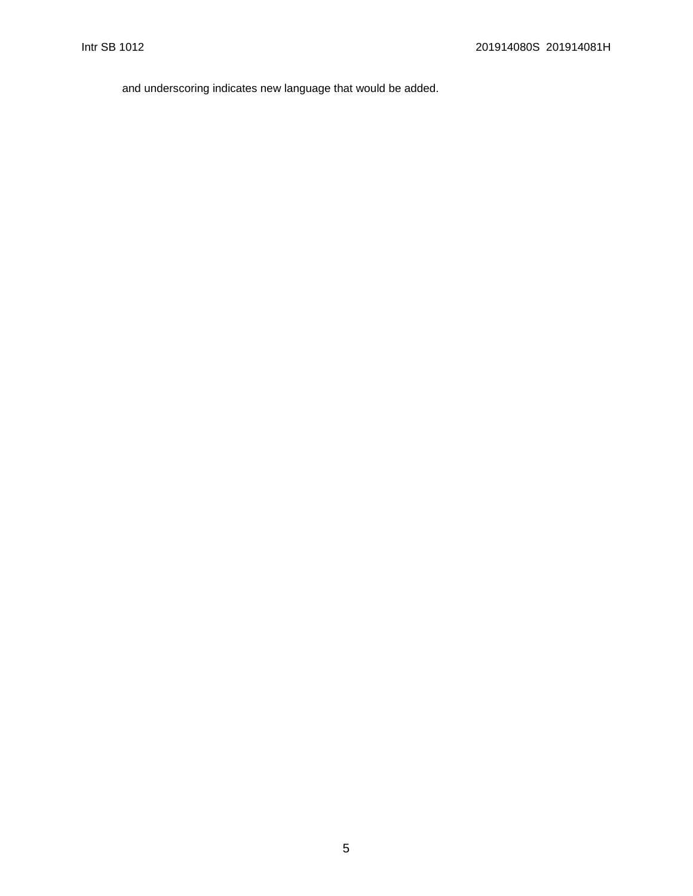and underscoring indicates new language that would be added.